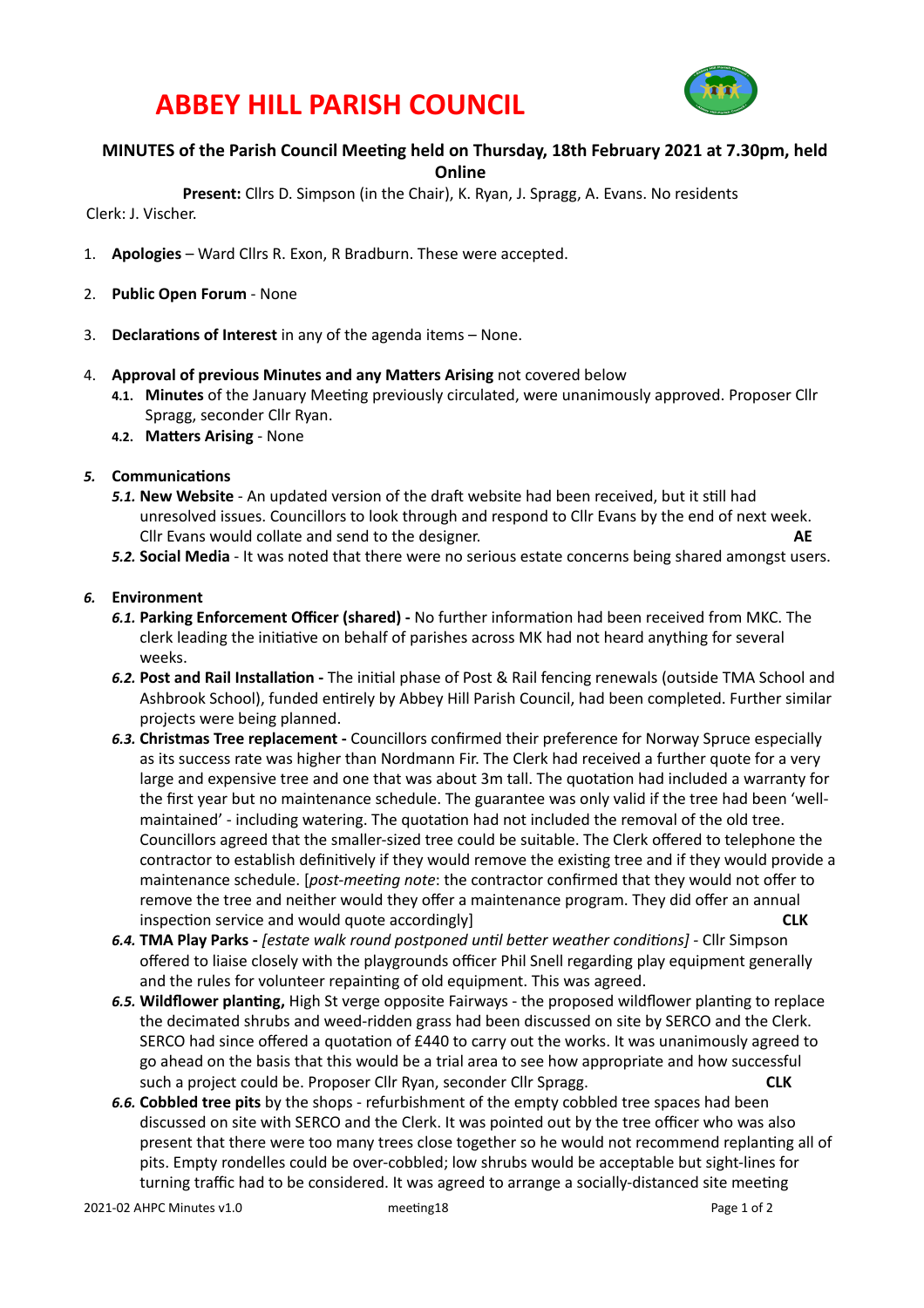# ABBEY HILL PARISH COUNCIL

**MINUTES of the Parish Council Meeting held on Thursday, 18th February 2021 at 7.30pm, held Online**

**Present:** Cllrs D. Simpson (in the Chair), K. Ryan, J. Spragg, A. Evans. No residents
Clerk: J. Vischer.

1. **Apologies** – Ward Cllrs R. Exon, R Bradburn. These were accepted.

2. **Public Open Forum** - None

3. **Declarations of Interest** in any of the agenda items – None.

4. **Approval of previous Minutes and any Matters Arising** not covered below
   - **4.1. Minutes** of the January Meeting previously circulated, were unanimously approved. Proposer Cllr Spragg, seconder Cllr Ryan.
   - **4.2. Matters Arising** - None

5. ***Communications***
   - ***5.1.*** **New Website** - An updated version of the draft website had been received, but it still had unresolved issues. Councillors to look through and respond to Cllr Evans by the end of next week. Cllr Evans would collate and send to the designer. **AE**
   - ***5.2.*** **Social Media** - It was noted that there were no serious estate concerns being shared amongst users.

6. ***Environment***
   - ***6.1.*** **Parking Enforcement Officer (shared) -** No further information had been received from MKC. The clerk leading the initiative on behalf of parishes across MK had not heard anything for several weeks.
   - ***6.2.*** **Post and Rail Installation -** The initial phase of Post & Rail fencing renewals (outside TMA School and Ashbrook School), funded entirely by Abbey Hill Parish Council, had been completed. Further similar projects were being planned.
   - ***6.3.*** **Christmas Tree replacement -** Councillors confirmed their preference for Norway Spruce especially as its success rate was higher than Nordmann Fir. The Clerk had received a further quote for a very large and expensive tree and one that was about 3m tall. The quotation had included a warranty for the first year but no maintenance schedule. The guarantee was only valid if the tree had been 'well-maintained' - including watering. The quotation had not included the removal of the old tree. Councillors agreed that the smaller-sized tree could be suitable. The Clerk offered to telephone the contractor to establish definitively if they would remove the existing tree and if they would provide a maintenance schedule. [*post-meeting note*: the contractor confirmed that they would not offer to remove the tree and neither would they offer a maintenance program. They did offer an annual inspection service and would quote accordingly] **CLK**
   - ***6.4.*** **TMA Play Parks -** *[estate walk round postponed until better weather conditions]* - Cllr Simpson offered to liaise closely with the playgrounds officer Phil Snell regarding play equipment generally and the rules for volunteer repainting of old equipment. This was agreed.
   - ***6.5.*** **Wildflower planting,** High St verge opposite Fairways - the proposed wildflower planting to replace the decimated shrubs and weed-ridden grass had been discussed on site by SERCO and the Clerk. SERCO had since offered a quotation of £440 to carry out the works. It was unanimously agreed to go ahead on the basis that this would be a trial area to see how appropriate and how successful such a project could be. Proposer Cllr Ryan, seconder Cllr Spragg. **CLK**
   - ***6.6.*** **Cobbled tree pits** by the shops - refurbishment of the empty cobbled tree spaces had been discussed on site with SERCO and the Clerk. It was pointed out by the tree officer who was also present that there were too many trees close together so he would not recommend replanting all of pits. Empty rondelles could be over-cobbled; low shrubs would be acceptable but sight-lines for turning traffic had to be considered. It was agreed to arrange a socially-distanced site meeting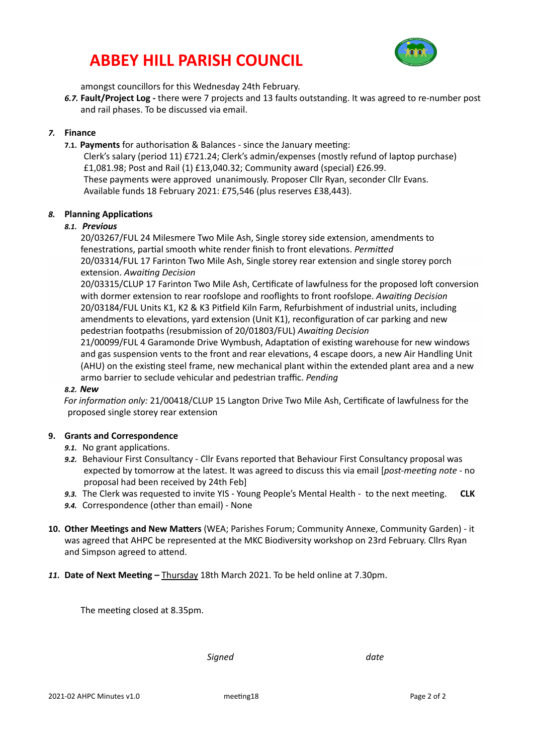amongst councillors for this Wednesday 24th February.

*6.7.* **Fault/Project Log -** there were 7 projects and 13 faults outstanding. It was agreed to re-number post and rail phases. To be discussed via email.

## *7.* Finance

**7.1. Payments** for authorisation & Balances - since the January meeting:

Clerk's salary (period 11) £721.24; Clerk's admin/expenses (mostly refund of laptop purchase) £1,081.98; Post and Rail (1) £13,040.32; Community award (special) £26.99.
These payments were approved unanimously. Proposer Cllr Ryan, seconder Cllr Evans.
Available funds 18 February 2021: £75,546 (plus reserves £38,443).

## *8.* Planning Applications

### *8.1. Previous*

20/03267/FUL 24 Milesmere Two Mile Ash, Single storey side extension, amendments to fenestrations, partial smooth white render finish to front elevations. *Permitted*

20/03314/FUL 17 Farinton Two Mile Ash, Single storey rear extension and single storey porch extension. *Awaiting Decision*

20/03315/CLUP 17 Farinton Two Mile Ash, Certificate of lawfulness for the proposed loft conversion with dormer extension to rear roofslope and rooflights to front roofslope. *Awaiting Decision*

20/03184/FUL Units K1, K2 & K3 Pitfield Kiln Farm, Refurbishment of industrial units, including amendments to elevations, yard extension (Unit K1), reconfiguration of car parking and new pedestrian footpaths (resubmission of 20/01803/FUL) *Awaiting Decision*

21/00099/FUL 4 Garamonde Drive Wymbush, Adaptation of existing warehouse for new windows and gas suspension vents to the front and rear elevations, 4 escape doors, a new Air Handling Unit (AHU) on the existing steel frame, new mechanical plant within the extended plant area and a new armo barrier to seclude vehicular and pedestrian traffic. *Pending*

### *8.2. New*

*For information only:* 21/00418/CLUP 15 Langton Drive Two Mile Ash, Certificate of lawfulness for the proposed single storey rear extension

## 9. Grants and Correspondence

*9.1.* No grant applications.

*9.2.* Behaviour First Consultancy - Cllr Evans reported that Behaviour First Consultancy proposal was expected by tomorrow at the latest. It was agreed to discuss this via email [*post-meeting note* - no proposal had been received by 24th Feb]

*9.3.* The Clerk was requested to invite YIS - Young People's Mental Health - to the next meeting. **CLK**

*9.4.* Correspondence (other than email) - None

## 10. Other Meetings and New Matters

**Other Meetings and New Matters** (WEA; Parishes Forum; Community Annexe, Community Garden) - it was agreed that AHPC be represented at the MKC Biodiversity workshop on 23rd February. Cllrs Ryan and Simpson agreed to attend.

## *11.* Date of Next Meeting

**Date of Next Meeting –** Thursday 18th March 2021. To be held online at 7.30pm.

The meeting closed at 8.35pm.

*Signed* *date*